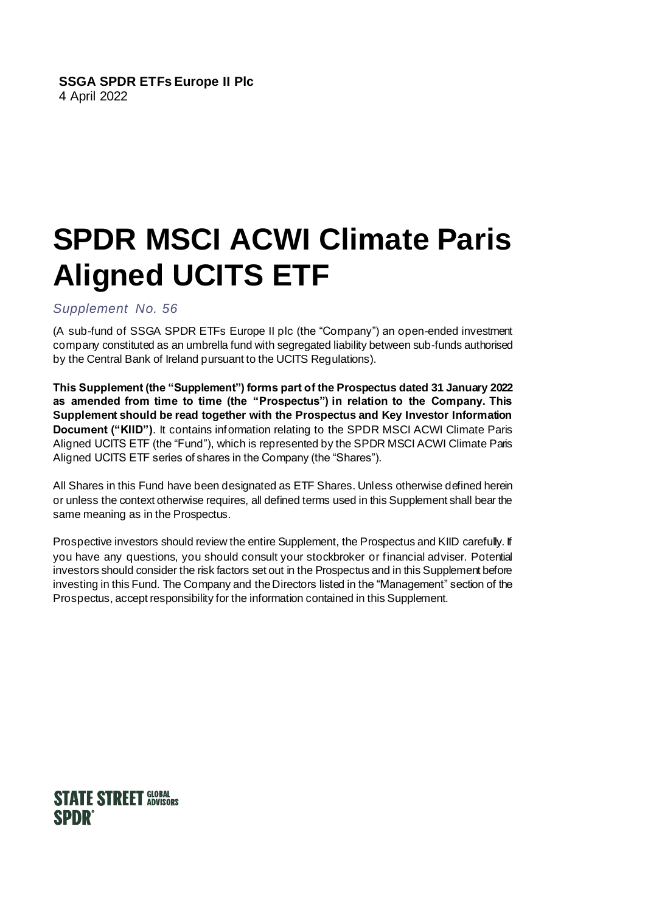**SSGA SPDR ETFs Europe II Plc**
4 April 2022

# SPDR MSCI ACWI Climate Paris Aligned UCITS ETF

*Supplement No. 56*

(A sub-fund of SSGA SPDR ETFs Europe II plc (the "Company") an open-ended investment company constituted as an umbrella fund with segregated liability between sub-funds authorised by the Central Bank of Ireland pursuant to the UCITS Regulations).

**This Supplement (the "Supplement") forms part of the Prospectus dated 31 January 2022 as amended from time to time (the "Prospectus") in relation to the Company. This Supplement should be read together with the Prospectus and Key Investor Information Document ("KIID")**. It contains information relating to the SPDR MSCI ACWI Climate Paris Aligned UCITS ETF (the "Fund"), which is represented by the SPDR MSCI ACWI Climate Paris Aligned UCITS ETF series of shares in the Company (the "Shares").

All Shares in this Fund have been designated as ETF Shares. Unless otherwise defined herein or unless the context otherwise requires, all defined terms used in this Supplement shall bear the same meaning as in the Prospectus.

Prospective investors should review the entire Supplement, the Prospectus and KIID carefully. If you have any questions, you should consult your stockbroker or financial adviser. Potential investors should consider the risk factors set out in the Prospectus and in this Supplement before investing in this Fund. The Company and the Directors listed in the "Management" section of the Prospectus, accept responsibility for the information contained in this Supplement.

STATE STREET GLOBAL ADVISORS
SPDR®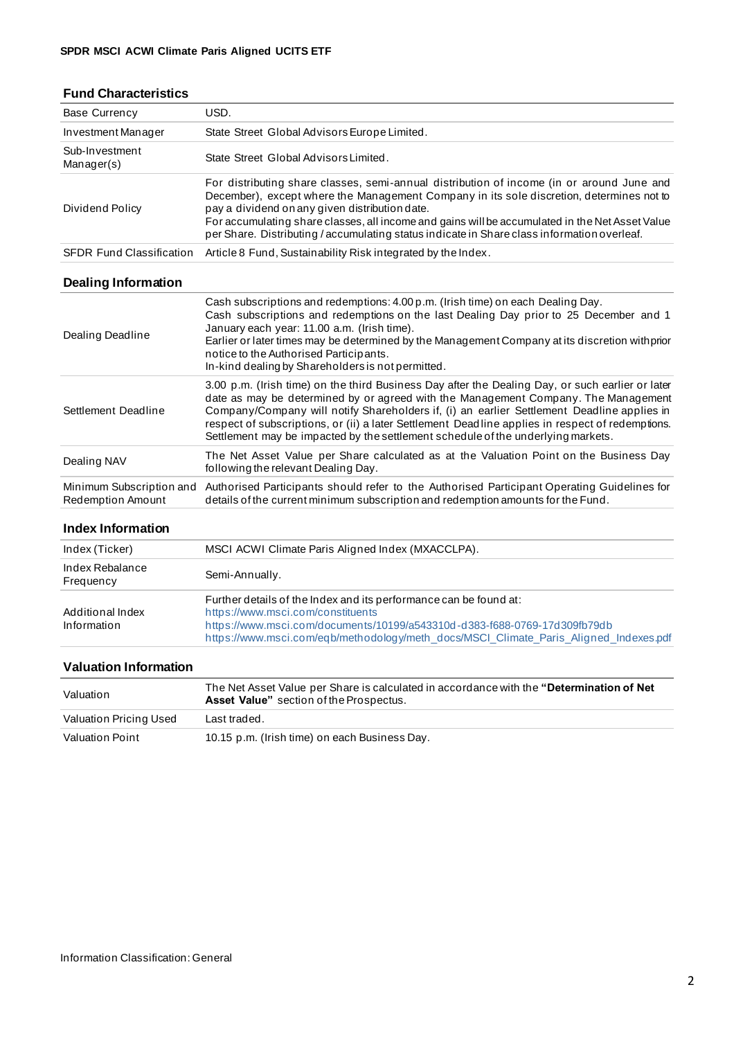## Fund Characteristics

| | |
|---|---|
| Base Currency | USD. |
| Investment Manager | State Street Global Advisors Europe Limited. |
| Sub-Investment Manager(s) | State Street Global Advisors Limited. |
| Dividend Policy | For distributing share classes, semi-annual distribution of income (in or around June and December), except where the Management Company in its sole discretion, determines not to pay a dividend on any given distribution date.<br>For accumulating share classes, all income and gains will be accumulated in the Net Asset Value per Share. Distributing / accumulating status indicate in Share class information overleaf. |
| SFDR Fund Classification | Article 8 Fund, Sustainability Risk integrated by the Index. |

## Dealing Information

| | |
|---|---|
| Dealing Deadline | Cash subscriptions and redemptions: 4.00 p.m. (Irish time) on each Dealing Day.<br>Cash subscriptions and redemptions on the last Dealing Day prior to 25 December and 1 January each year: 11.00 a.m. (Irish time).<br>Earlier or later times may be determined by the Management Company at its discretion with prior notice to the Authorised Participants.<br>In-kind dealing by Shareholders is not permitted. |
| Settlement Deadline | 3.00 p.m. (Irish time) on the third Business Day after the Dealing Day, or such earlier or later date as may be determined by or agreed with the Management Company. The Management Company/Company will notify Shareholders if, (i) an earlier Settlement Deadline applies in respect of subscriptions, or (ii) a later Settlement Deadline applies in respect of redemptions. Settlement may be impacted by the settlement schedule of the underlying markets. |
| Dealing NAV | The Net Asset Value per Share calculated as at the Valuation Point on the Business Day following the relevant Dealing Day. |
| Minimum Subscription and Redemption Amount | Authorised Participants should refer to the Authorised Participant Operating Guidelines for details of the current minimum subscription and redemption amounts for the Fund. |

## Index Information

| | |
|---|---|
| Index (Ticker) | MSCI ACWI Climate Paris Aligned Index (MXACCLPA). |
| Index Rebalance Frequency | Semi-Annually. |
| Additional Index Information | Further details of the Index and its performance can be found at:<br>https://www.msci.com/constituents<br>https://www.msci.com/documents/10199/a543310d-d383-f688-0769-17d309fb79db<br>https://www.msci.com/eqb/methodology/meth_docs/MSCI_Climate_Paris_Aligned_Indexes.pdf |

## Valuation Information

| | |
|---|---|
| Valuation | The Net Asset Value per Share is calculated in accordance with the **"Determination of Net Asset Value"** section of the Prospectus. |
| Valuation Pricing Used | Last traded. |
| Valuation Point | 10.15 p.m. (Irish time) on each Business Day. |

Information Classification: General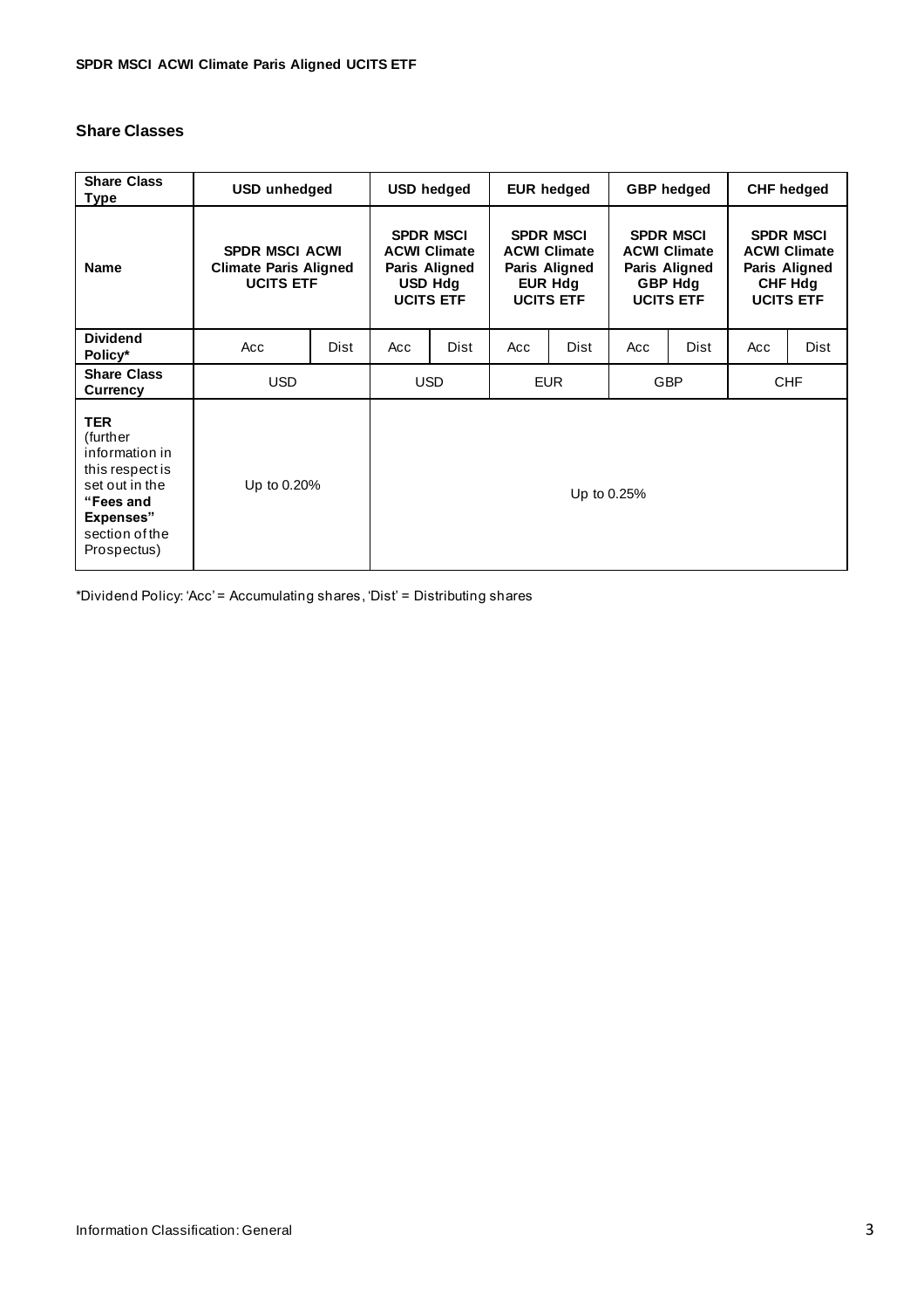## Share Classes

| Share Class Type | USD unhedged | | USD hedged | | EUR hedged | | GBP hedged | | CHF hedged | |
|---|---|---|---|---|---|---|---|---|---|---|
| **Name** | **SPDR MSCI ACWI Climate Paris Aligned UCITS ETF** | | **SPDR MSCI ACWI Climate Paris Aligned USD Hdg UCITS ETF** | | **SPDR MSCI ACWI Climate Paris Aligned EUR Hdg UCITS ETF** | | **SPDR MSCI ACWI Climate Paris Aligned GBP Hdg UCITS ETF** | | **SPDR MSCI ACWI Climate Paris Aligned CHF Hdg UCITS ETF** | |
| **Dividend Policy*** | Acc | Dist | Acc | Dist | Acc | Dist | Acc | Dist | Acc | Dist |
| **Share Class Currency** | USD | | USD | | EUR | | GBP | | CHF | |
| **TER** (further information in this respect is set out in the **"Fees and Expenses"** section of the Prospectus) | Up to 0.20% | | Up to 0.25% | | | | | | | |

*Dividend Policy: 'Acc' = Accumulating shares, 'Dist' = Distributing shares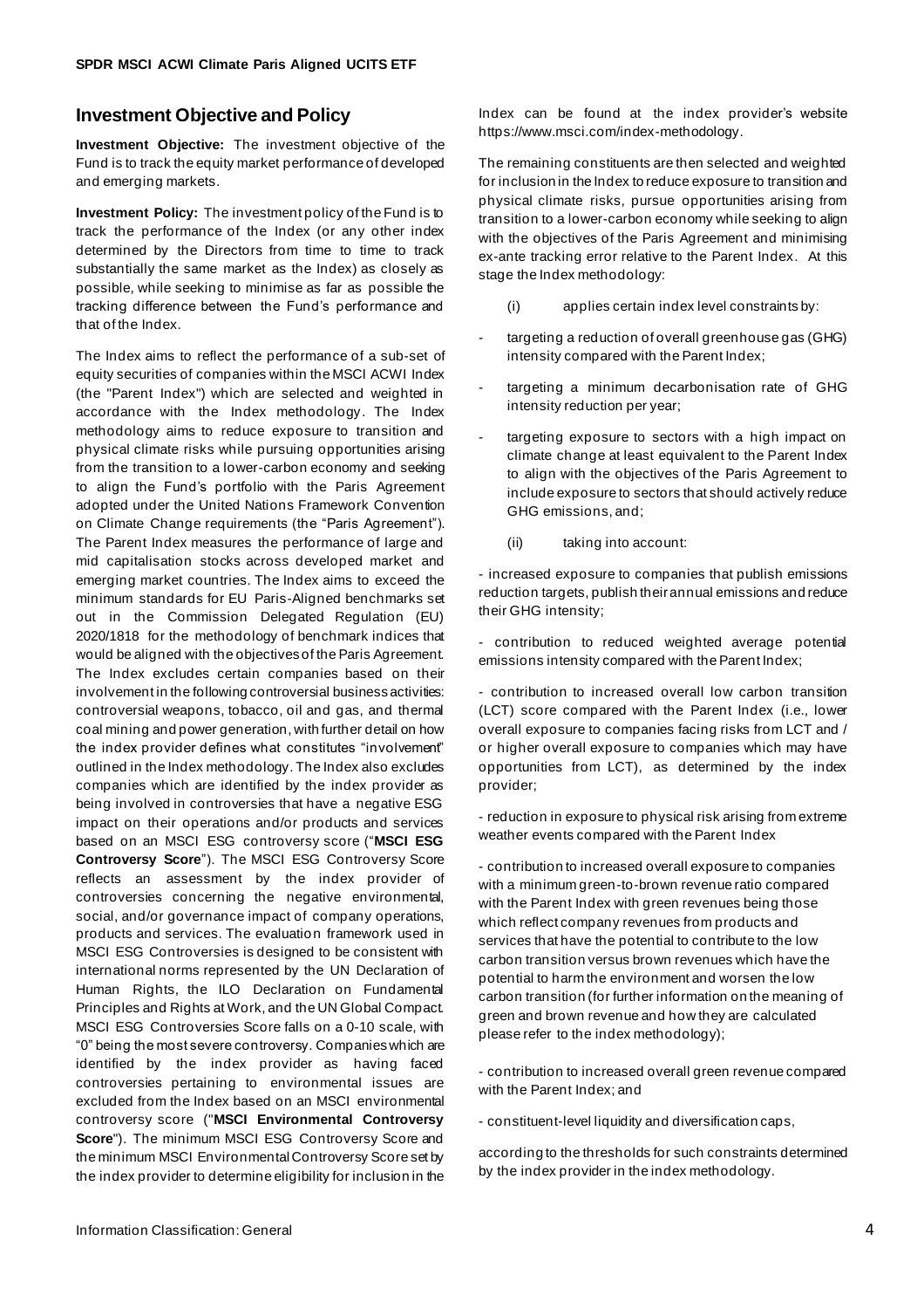## Investment Objective and Policy

**Investment Objective:** The investment objective of the Fund is to track the equity market performance of developed and emerging markets.

**Investment Policy:** The investment policy of the Fund is to track the performance of the Index (or any other index determined by the Directors from time to time to track substantially the same market as the Index) as closely as possible, while seeking to minimise as far as possible the tracking difference between the Fund's performance and that of the Index.

The Index aims to reflect the performance of a sub-set of equity securities of companies within the MSCI ACWI Index (the "Parent Index") which are selected and weighted in accordance with the Index methodology. The Index methodology aims to reduce exposure to transition and physical climate risks while pursuing opportunities arising from the transition to a lower-carbon economy and seeking to align the Fund's portfolio with the Paris Agreement adopted under the United Nations Framework Convention on Climate Change requirements (the "Paris Agreement"). The Parent Index measures the performance of large and mid capitalisation stocks across developed market and emerging market countries. The Index aims to exceed the minimum standards for EU Paris-Aligned benchmarks set out in the Commission Delegated Regulation (EU) 2020/1818 for the methodology of benchmark indices that would be aligned with the objectives of the Paris Agreement. The Index excludes certain companies based on their involvement in the following controversial business activities: controversial weapons, tobacco, oil and gas, and thermal coal mining and power generation, with further detail on how the index provider defines what constitutes "involvement" outlined in the Index methodology. The Index also excludes companies which are identified by the index provider as being involved in controversies that have a negative ESG impact on their operations and/or products and services based on an MSCI ESG controversy score ("**MSCI ESG Controversy Score**"). The MSCI ESG Controversy Score reflects an assessment by the index provider of controversies concerning the negative environmental, social, and/or governance impact of company operations, products and services. The evaluation framework used in MSCI ESG Controversies is designed to be consistent with international norms represented by the UN Declaration of Human Rights, the ILO Declaration on Fundamental Principles and Rights at Work, and the UN Global Compact. MSCI ESG Controversies Score falls on a 0-10 scale, with "0" being the most severe controversy. Companies which are identified by the index provider as having faced controversies pertaining to environmental issues are excluded from the Index based on an MSCI environmental controversy score ("**MSCI Environmental Controversy Score**"). The minimum MSCI ESG Controversy Score and the minimum MSCI Environmental Controversy Score set by the index provider to determine eligibility for inclusion in the Index can be found at the index provider's website https://www.msci.com/index-methodology.

The remaining constituents are then selected and weighted for inclusion in the Index to reduce exposure to transition and physical climate risks, pursue opportunities arising from transition to a lower-carbon economy while seeking to align with the objectives of the Paris Agreement and minimising ex-ante tracking error relative to the Parent Index. At this stage the Index methodology:

(i) applies certain index level constraints by:

- targeting a reduction of overall greenhouse gas (GHG) intensity compared with the Parent Index;
- targeting a minimum decarbonisation rate of GHG intensity reduction per year;
- targeting exposure to sectors with a high impact on climate change at least equivalent to the Parent Index to align with the objectives of the Paris Agreement to include exposure to sectors that should actively reduce GHG emissions, and;

(ii) taking into account:

- increased exposure to companies that publish emissions reduction targets, publish their annual emissions and reduce their GHG intensity;
- contribution to reduced weighted average potential emissions intensity compared with the Parent Index;
- contribution to increased overall low carbon transition (LCT) score compared with the Parent Index (i.e., lower overall exposure to companies facing risks from LCT and / or higher overall exposure to companies which may have opportunities from LCT), as determined by the index provider;
- reduction in exposure to physical risk arising from extreme weather events compared with the Parent Index
- contribution to increased overall exposure to companies with a minimum green-to-brown revenue ratio compared with the Parent Index with green revenues being those which reflect company revenues from products and services that have the potential to contribute to the low carbon transition versus brown revenues which have the potential to harm the environment and worsen the low carbon transition (for further information on the meaning of green and brown revenue and how they are calculated please refer to the index methodology);
- contribution to increased overall green revenue compared with the Parent Index; and
- constituent-level liquidity and diversification caps,

according to the thresholds for such constraints determined by the index provider in the index methodology.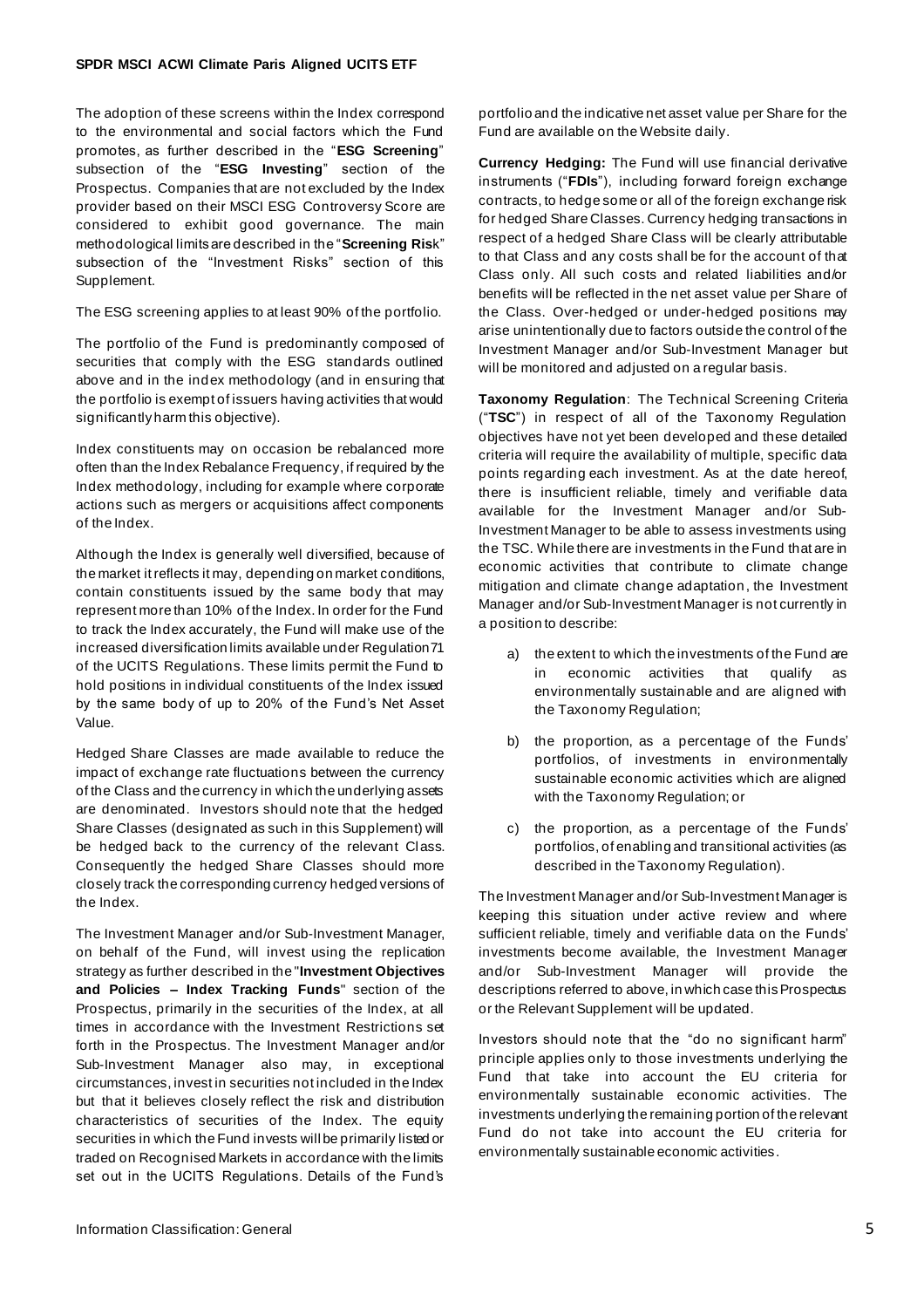The adoption of these screens within the Index correspond to the environmental and social factors which the Fund promotes, as further described in the "**ESG Screening**" subsection of the "**ESG Investing**" section of the Prospectus. Companies that are not excluded by the Index provider based on their MSCI ESG Controversy Score are considered to exhibit good governance. The main methodological limits are described in the "**Screening Ris**k" subsection of the "Investment Risks" section of this Supplement.

The ESG screening applies to at least 90% of the portfolio.

The portfolio of the Fund is predominantly composed of securities that comply with the ESG standards outlined above and in the index methodology (and in ensuring that the portfolio is exempt of issuers having activities that would significantly harm this objective).

Index constituents may on occasion be rebalanced more often than the Index Rebalance Frequency, if required by the Index methodology, including for example where corporate actions such as mergers or acquisitions affect components of the Index.

Although the Index is generally well diversified, because of the market it reflects it may, depending on market conditions, contain constituents issued by the same body that may represent more than 10% of the Index. In order for the Fund to track the Index accurately, the Fund will make use of the increased diversification limits available under Regulation 71 of the UCITS Regulations. These limits permit the Fund to hold positions in individual constituents of the Index issued by the same body of up to 20% of the Fund's Net Asset Value.

Hedged Share Classes are made available to reduce the impact of exchange rate fluctuations between the currency of the Class and the currency in which the underlying assets are denominated. Investors should note that the hedged Share Classes (designated as such in this Supplement) will be hedged back to the currency of the relevant Class. Consequently the hedged Share Classes should more closely track the corresponding currency hedged versions of the Index.

The Investment Manager and/or Sub-Investment Manager, on behalf of the Fund, will invest using the replication strategy as further described in the "**Investment Objectives and Policies – Index Tracking Funds**" section of the Prospectus, primarily in the securities of the Index, at all times in accordance with the Investment Restrictions set forth in the Prospectus. The Investment Manager and/or Sub-Investment Manager also may, in exceptional circumstances, invest in securities not included in the Index but that it believes closely reflect the risk and distribution characteristics of securities of the Index. The equity securities in which the Fund invests will be primarily listed or traded on Recognised Markets in accordance with the limits set out in the UCITS Regulations. Details of the Fund's portfolio and the indicative net asset value per Share for the Fund are available on the Website daily.

**Currency Hedging:** The Fund will use financial derivative instruments ("**FDIs**"), including forward foreign exchange contracts, to hedge some or all of the foreign exchange risk for hedged Share Classes. Currency hedging transactions in respect of a hedged Share Class will be clearly attributable to that Class and any costs shall be for the account of that Class only. All such costs and related liabilities and/or benefits will be reflected in the net asset value per Share of the Class. Over-hedged or under-hedged positions may arise unintentionally due to factors outside the control of the Investment Manager and/or Sub-Investment Manager but will be monitored and adjusted on a regular basis.

**Taxonomy Regulation**: The Technical Screening Criteria ("**TSC**") in respect of all of the Taxonomy Regulation objectives have not yet been developed and these detailed criteria will require the availability of multiple, specific data points regarding each investment. As at the date hereof, there is insufficient reliable, timely and verifiable data available for the Investment Manager and/or Sub-Investment Manager to be able to assess investments using the TSC. While there are investments in the Fund that are in economic activities that contribute to climate change mitigation and climate change adaptation, the Investment Manager and/or Sub-Investment Manager is not currently in a position to describe:

a) the extent to which the investments of the Fund are in economic activities that qualify as environmentally sustainable and are aligned with the Taxonomy Regulation;

b) the proportion, as a percentage of the Funds' portfolios, of investments in environmentally sustainable economic activities which are aligned with the Taxonomy Regulation; or

c) the proportion, as a percentage of the Funds' portfolios, of enabling and transitional activities (as described in the Taxonomy Regulation).

The Investment Manager and/or Sub-Investment Manager is keeping this situation under active review and where sufficient reliable, timely and verifiable data on the Funds' investments become available, the Investment Manager and/or Sub-Investment Manager will provide the descriptions referred to above, in which case this Prospectus or the Relevant Supplement will be updated.

Investors should note that the "do no significant harm" principle applies only to those investments underlying the Fund that take into account the EU criteria for environmentally sustainable economic activities. The investments underlying the remaining portion of the relevant Fund do not take into account the EU criteria for environmentally sustainable economic activities.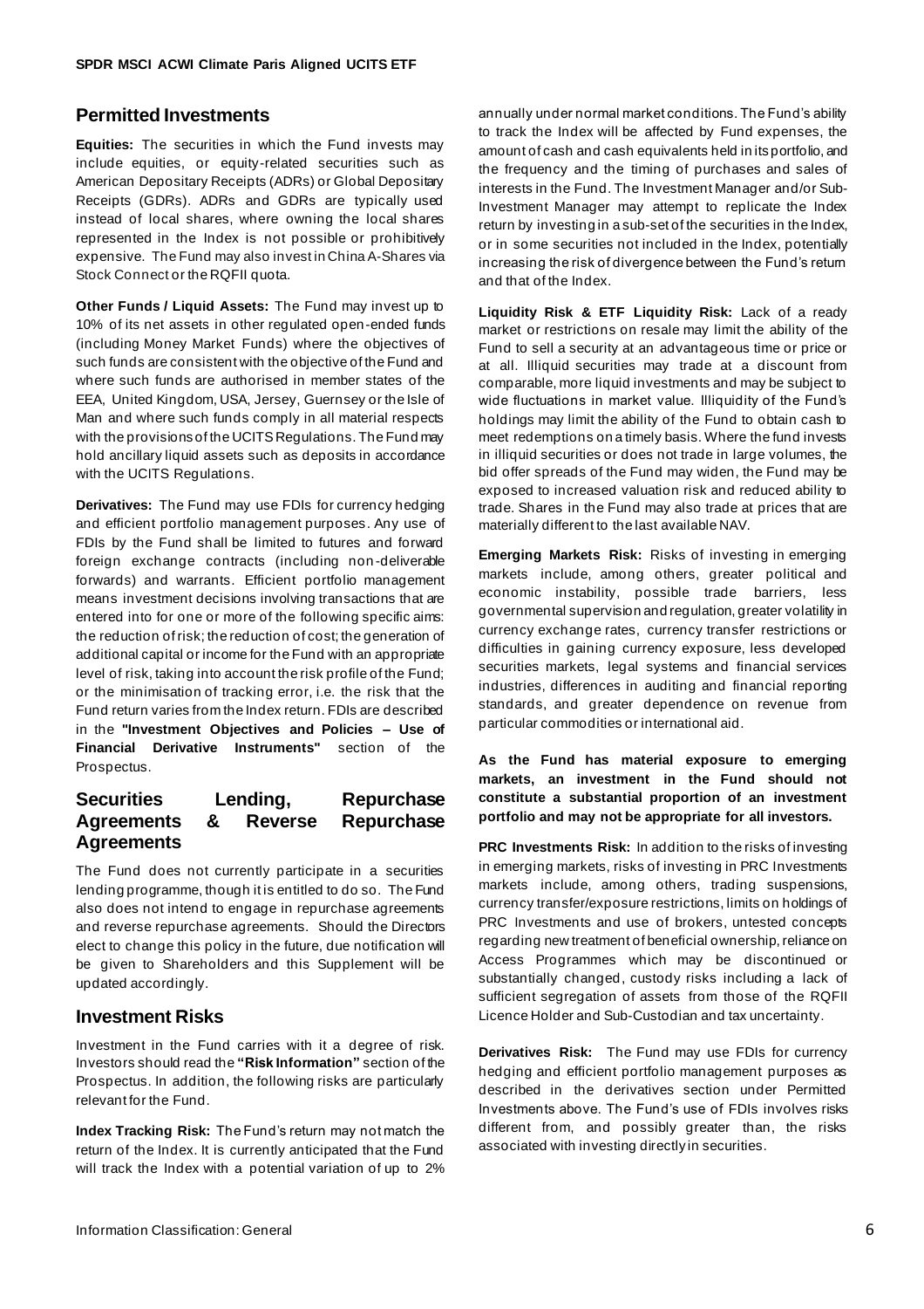## Permitted Investments

**Equities:** The securities in which the Fund invests may include equities, or equity-related securities such as American Depositary Receipts (ADRs) or Global Depositary Receipts (GDRs). ADRs and GDRs are typically used instead of local shares, where owning the local shares represented in the Index is not possible or prohibitively expensive. The Fund may also invest in China A-Shares via Stock Connect or the RQFII quota.

**Other Funds / Liquid Assets:** The Fund may invest up to 10% of its net assets in other regulated open-ended funds (including Money Market Funds) where the objectives of such funds are consistent with the objective of the Fund and where such funds are authorised in member states of the EEA, United Kingdom, USA, Jersey, Guernsey or the Isle of Man and where such funds comply in all material respects with the provisions of the UCITS Regulations. The Fund may hold ancillary liquid assets such as deposits in accordance with the UCITS Regulations.

**Derivatives:** The Fund may use FDIs for currency hedging and efficient portfolio management purposes. Any use of FDIs by the Fund shall be limited to futures and forward foreign exchange contracts (including non-deliverable forwards) and warrants. Efficient portfolio management means investment decisions involving transactions that are entered into for one or more of the following specific aims: the reduction of risk; the reduction of cost; the generation of additional capital or income for the Fund with an appropriate level of risk, taking into account the risk profile of the Fund; or the minimisation of tracking error, i.e. the risk that the Fund return varies from the Index return. FDIs are described in the **"Investment Objectives and Policies – Use of Financial Derivative Instruments"** section of the Prospectus.

## Securities Lending, Repurchase Agreements & Reverse Repurchase Agreements

The Fund does not currently participate in a securities lending programme, though it is entitled to do so. The Fund also does not intend to engage in repurchase agreements and reverse repurchase agreements. Should the Directors elect to change this policy in the future, due notification will be given to Shareholders and this Supplement will be updated accordingly.

## Investment Risks

Investment in the Fund carries with it a degree of risk. Investors should read the **"Risk Information"** section of the Prospectus. In addition, the following risks are particularly relevant for the Fund.

**Index Tracking Risk:** The Fund's return may not match the return of the Index. It is currently anticipated that the Fund will track the Index with a potential variation of up to 2% annually under normal market conditions. The Fund's ability to track the Index will be affected by Fund expenses, the amount of cash and cash equivalents held in its portfolio, and the frequency and the timing of purchases and sales of interests in the Fund. The Investment Manager and/or Sub-Investment Manager may attempt to replicate the Index return by investing in a sub-set of the securities in the Index, or in some securities not included in the Index, potentially increasing the risk of divergence between the Fund's return and that of the Index.

**Liquidity Risk & ETF Liquidity Risk:** Lack of a ready market or restrictions on resale may limit the ability of the Fund to sell a security at an advantageous time or price or at all. Illiquid securities may trade at a discount from comparable, more liquid investments and may be subject to wide fluctuations in market value. Illiquidity of the Fund's holdings may limit the ability of the Fund to obtain cash to meet redemptions on a timely basis. Where the fund invests in illiquid securities or does not trade in large volumes, the bid offer spreads of the Fund may widen, the Fund may be exposed to increased valuation risk and reduced ability to trade. Shares in the Fund may also trade at prices that are materially different to the last available NAV.

**Emerging Markets Risk:** Risks of investing in emerging markets include, among others, greater political and economic instability, possible trade barriers, less governmental supervision and regulation, greater volatility in currency exchange rates, currency transfer restrictions or difficulties in gaining currency exposure, less developed securities markets, legal systems and financial services industries, differences in auditing and financial reporting standards, and greater dependence on revenue from particular commodities or international aid.

**As the Fund has material exposure to emerging markets, an investment in the Fund should not constitute a substantial proportion of an investment portfolio and may not be appropriate for all investors.**

**PRC Investments Risk:** In addition to the risks of investing in emerging markets, risks of investing in PRC Investments markets include, among others, trading suspensions, currency transfer/exposure restrictions, limits on holdings of PRC Investments and use of brokers, untested concepts regarding new treatment of beneficial ownership, reliance on Access Programmes which may be discontinued or substantially changed, custody risks including a lack of sufficient segregation of assets from those of the RQFII Licence Holder and Sub-Custodian and tax uncertainty.

**Derivatives Risk:** The Fund may use FDIs for currency hedging and efficient portfolio management purposes as described in the derivatives section under Permitted Investments above. The Fund's use of FDIs involves risks different from, and possibly greater than, the risks associated with investing directly in securities.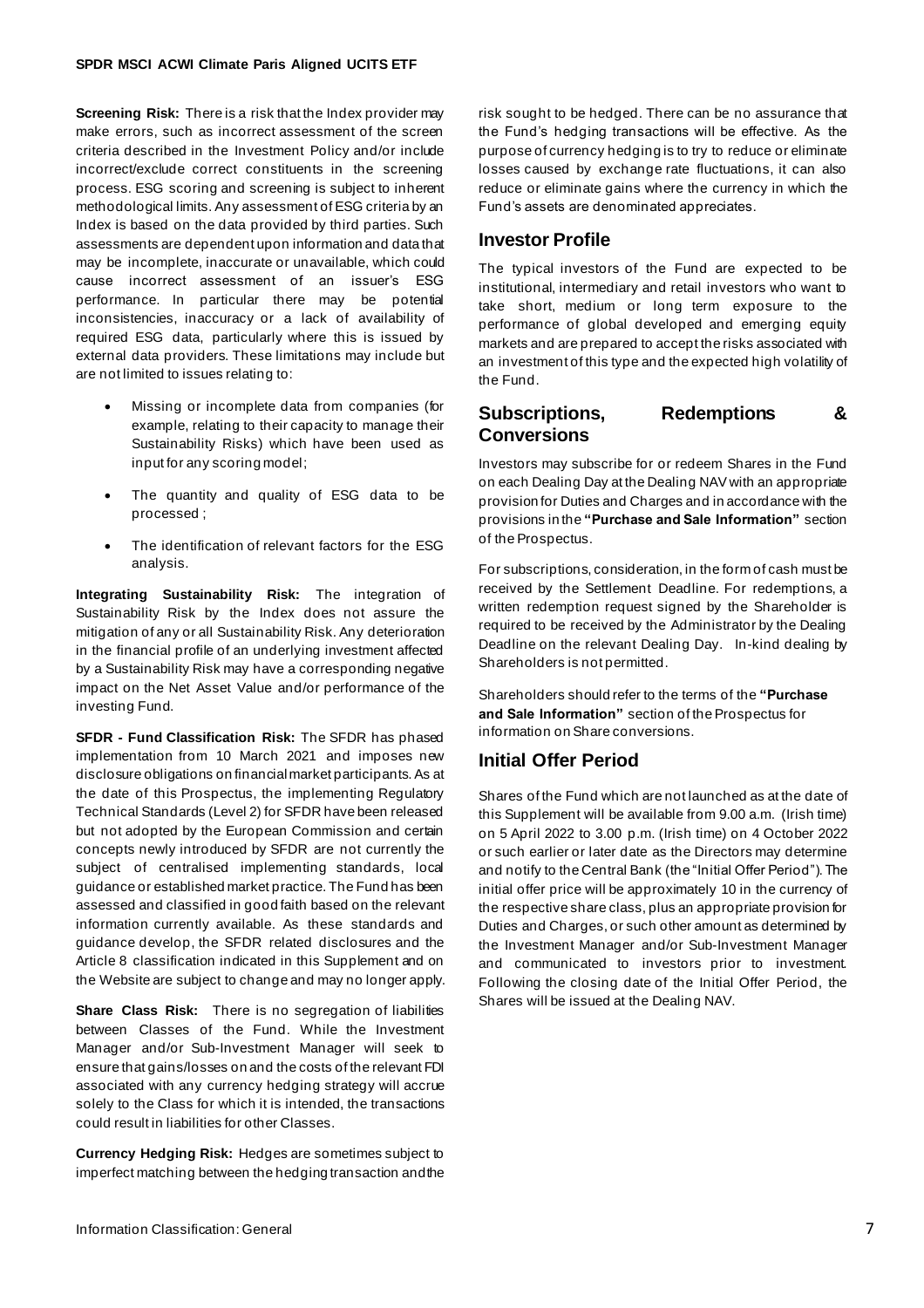**Screening Risk:** There is a risk that the Index provider may make errors, such as incorrect assessment of the screen criteria described in the Investment Policy and/or include incorrect/exclude correct constituents in the screening process. ESG scoring and screening is subject to inherent methodological limits. Any assessment of ESG criteria by an Index is based on the data provided by third parties. Such assessments are dependent upon information and data that may be incomplete, inaccurate or unavailable, which could cause incorrect assessment of an issuer's ESG performance. In particular there may be potential inconsistencies, inaccuracy or a lack of availability of required ESG data, particularly where this is issued by external data providers. These limitations may include but are not limited to issues relating to:

- Missing or incomplete data from companies (for example, relating to their capacity to manage their Sustainability Risks) which have been used as input for any scoring model;
- The quantity and quality of ESG data to be processed ;
- The identification of relevant factors for the ESG analysis.

**Integrating Sustainability Risk:** The integration of Sustainability Risk by the Index does not assure the mitigation of any or all Sustainability Risk. Any deterioration in the financial profile of an underlying investment affected by a Sustainability Risk may have a corresponding negative impact on the Net Asset Value and/or performance of the investing Fund.

**SFDR - Fund Classification Risk:** The SFDR has phased implementation from 10 March 2021 and imposes new disclosure obligations on financial market participants. As at the date of this Prospectus, the implementing Regulatory Technical Standards (Level 2) for SFDR have been released but not adopted by the European Commission and certain concepts newly introduced by SFDR are not currently the subject of centralised implementing standards, local guidance or established market practice. The Fund has been assessed and classified in good faith based on the relevant information currently available. As these standards and guidance develop, the SFDR related disclosures and the Article 8 classification indicated in this Supplement and on the Website are subject to change and may no longer apply.

**Share Class Risk:** There is no segregation of liabilities between Classes of the Fund. While the Investment Manager and/or Sub-Investment Manager will seek to ensure that gains/losses on and the costs of the relevant FDI associated with any currency hedging strategy will accrue solely to the Class for which it is intended, the transactions could result in liabilities for other Classes.

**Currency Hedging Risk:** Hedges are sometimes subject to imperfect matching between the hedging transaction and the risk sought to be hedged. There can be no assurance that the Fund's hedging transactions will be effective. As the purpose of currency hedging is to try to reduce or eliminate losses caused by exchange rate fluctuations, it can also reduce or eliminate gains where the currency in which the Fund's assets are denominated appreciates.

## Investor Profile

The typical investors of the Fund are expected to be institutional, intermediary and retail investors who want to take short, medium or long term exposure to the performance of global developed and emerging equity markets and are prepared to accept the risks associated with an investment of this type and the expected high volatility of the Fund.

## Subscriptions, Redemptions & Conversions

Investors may subscribe for or redeem Shares in the Fund on each Dealing Day at the Dealing NAV with an appropriate provision for Duties and Charges and in accordance with the provisions in the **"Purchase and Sale Information"** section of the Prospectus.

For subscriptions, consideration, in the form of cash must be received by the Settlement Deadline. For redemptions, a written redemption request signed by the Shareholder is required to be received by the Administrator by the Dealing Deadline on the relevant Dealing Day. In-kind dealing by Shareholders is not permitted.

Shareholders should refer to the terms of the **"Purchase and Sale Information"** section of the Prospectus for information on Share conversions.

## Initial Offer Period

Shares of the Fund which are not launched as at the date of this Supplement will be available from 9.00 a.m. (Irish time) on 5 April 2022 to 3.00 p.m. (Irish time) on 4 October 2022 or such earlier or later date as the Directors may determine and notify to the Central Bank (the "Initial Offer Period"). The initial offer price will be approximately 10 in the currency of the respective share class, plus an appropriate provision for Duties and Charges, or such other amount as determined by the Investment Manager and/or Sub-Investment Manager and communicated to investors prior to investment. Following the closing date of the Initial Offer Period, the Shares will be issued at the Dealing NAV.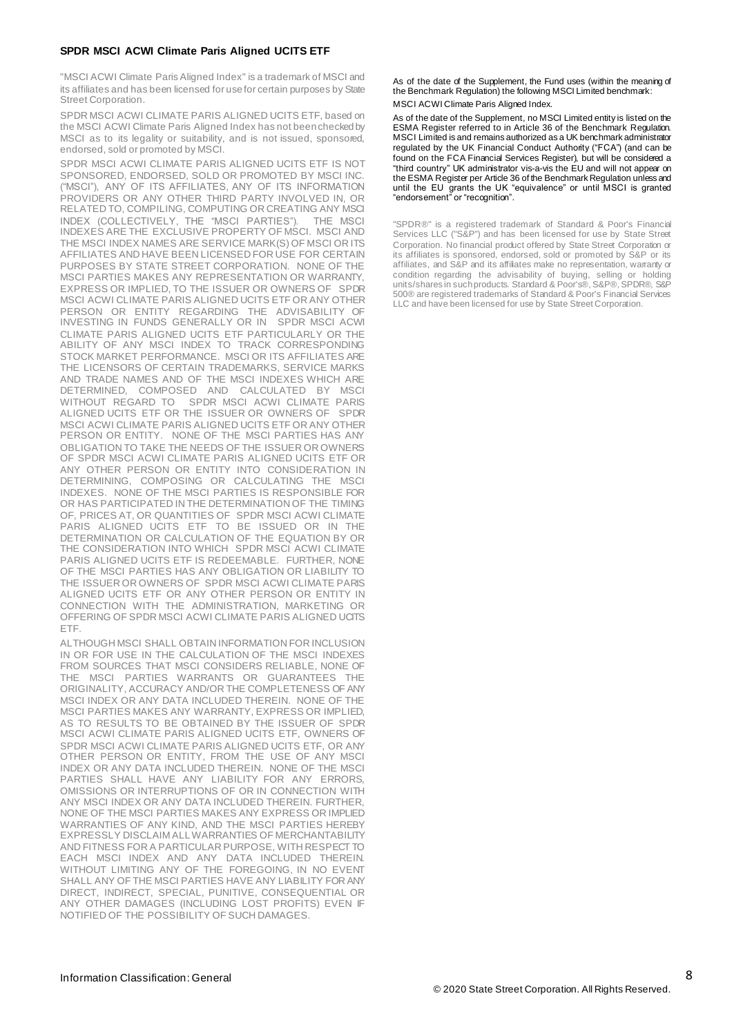**SPDR MSCI ACWI Climate Paris Aligned UCITS ETF**

"MSCI ACWI Climate Paris Aligned Index" is a trademark of MSCI and its affiliates and has been licensed for use for certain purposes by State Street Corporation.

SPDR MSCI ACWI CLIMATE PARIS ALIGNED UCITS ETF, based on the MSCI ACWI Climate Paris Aligned Index has not been checked by MSCI as to its legality or suitability, and is not issued, sponsored, endorsed, sold or promoted by MSCI.

SPDR MSCI ACWI CLIMATE PARIS ALIGNED UCITS ETF IS NOT SPONSORED, ENDORSED, SOLD OR PROMOTED BY MSCI INC. ("MSCI"), ANY OF ITS AFFILIATES, ANY OF ITS INFORMATION PROVIDERS OR ANY OTHER THIRD PARTY INVOLVED IN, OR RELATED TO, COMPILING, COMPUTING OR CREATING ANY MSCI INDEX (COLLECTIVELY, THE "MSCI PARTIES"). THE MSCI INDEXES ARE THE EXCLUSIVE PROPERTY OF MSCI. MSCI AND THE MSCI INDEX NAMES ARE SERVICE MARK(S) OF MSCI OR ITS AFFILIATES AND HAVE BEEN LICENSED FOR USE FOR CERTAIN PURPOSES BY STATE STREET CORPORATION. NONE OF THE MSCI PARTIES MAKES ANY REPRESENTATION OR WARRANTY, EXPRESS OR IMPLIED, TO THE ISSUER OR OWNERS OF SPDR MSCI ACWI CLIMATE PARIS ALIGNED UCITS ETF OR ANY OTHER PERSON OR ENTITY REGARDING THE ADVISABILITY OF INVESTING IN FUNDS GENERALLY OR IN SPDR MSCI ACWI CLIMATE PARIS ALIGNED UCITS ETF PARTICULARLY OR THE ABILITY OF ANY MSCI INDEX TO TRACK CORRESPONDING STOCK MARKET PERFORMANCE. MSCI OR ITS AFFILIATES ARE THE LICENSORS OF CERTAIN TRADEMARKS, SERVICE MARKS AND TRADE NAMES AND OF THE MSCI INDEXES WHICH ARE DETERMINED, COMPOSED AND CALCULATED BY MSCI WITHOUT REGARD TO SPDR MSCI ACWI CLIMATE PARIS ALIGNED UCITS ETF OR THE ISSUER OR OWNERS OF SPDR MSCI ACWI CLIMATE PARIS ALIGNED UCITS ETF OR ANY OTHER PERSON OR ENTITY. NONE OF THE MSCI PARTIES HAS ANY OBLIGATION TO TAKE THE NEEDS OF THE ISSUER OR OWNERS OF SPDR MSCI ACWI CLIMATE PARIS ALIGNED UCITS ETF OR ANY OTHER PERSON OR ENTITY INTO CONSIDERATION IN DETERMINING, COMPOSING OR CALCULATING THE MSCI INDEXES. NONE OF THE MSCI PARTIES IS RESPONSIBLE FOR OR HAS PARTICIPATED IN THE DETERMINATION OF THE TIMING OF, PRICES AT, OR QUANTITIES OF SPDR MSCI ACWI CLIMATE PARIS ALIGNED UCITS ETF TO BE ISSUED OR IN THE DETERMINATION OR CALCULATION OF THE EQUATION BY OR THE CONSIDERATION INTO WHICH SPDR MSCI ACWI CLIMATE PARIS ALIGNED UCITS ETF IS REDEEMABLE. FURTHER, NONE OF THE MSCI PARTIES HAS ANY OBLIGATION OR LIABILITY TO THE ISSUER OR OWNERS OF SPDR MSCI ACWI CLIMATE PARIS ALIGNED UCITS ETF OR ANY OTHER PERSON OR ENTITY IN CONNECTION WITH THE ADMINISTRATION, MARKETING OR OFFERING OF SPDR MSCI ACWI CLIMATE PARIS ALIGNED UCITS ETF.

ALTHOUGH MSCI SHALL OBTAIN INFORMATION FOR INCLUSION IN OR FOR USE IN THE CALCULATION OF THE MSCI INDEXES FROM SOURCES THAT MSCI CONSIDERS RELIABLE, NONE OF THE MSCI PARTIES WARRANTS OR GUARANTEES THE ORIGINALITY, ACCURACY AND/OR THE COMPLETENESS OF ANY MSCI INDEX OR ANY DATA INCLUDED THEREIN. NONE OF THE MSCI PARTIES MAKES ANY WARRANTY, EXPRESS OR IMPLIED, AS TO RESULTS TO BE OBTAINED BY THE ISSUER OF SPDR MSCI ACWI CLIMATE PARIS ALIGNED UCITS ETF, OWNERS OF SPDR MSCI ACWI CLIMATE PARIS ALIGNED UCITS ETF, OR ANY OTHER PERSON OR ENTITY, FROM THE USE OF ANY MSCI INDEX OR ANY DATA INCLUDED THEREIN. NONE OF THE MSCI PARTIES SHALL HAVE ANY LIABILITY FOR ANY ERRORS, OMISSIONS OR INTERRUPTIONS OF OR IN CONNECTION WITH ANY MSCI INDEX OR ANY DATA INCLUDED THEREIN. FURTHER, NONE OF THE MSCI PARTIES MAKES ANY EXPRESS OR IMPLIED WARRANTIES OF ANY KIND, AND THE MSCI PARTIES HEREBY EXPRESSLY DISCLAIM ALL WARRANTIES OF MERCHANTABILITY AND FITNESS FOR A PARTICULAR PURPOSE, WITH RESPECT TO EACH MSCI INDEX AND ANY DATA INCLUDED THEREIN. WITHOUT LIMITING ANY OF THE FOREGOING, IN NO EVENT SHALL ANY OF THE MSCI PARTIES HAVE ANY LIABILITY FOR ANY DIRECT, INDIRECT, SPECIAL, PUNITIVE, CONSEQUENTIAL OR ANY OTHER DAMAGES (INCLUDING LOST PROFITS) EVEN IF NOTIFIED OF THE POSSIBILITY OF SUCH DAMAGES.

As of the date of the Supplement, the Fund uses (within the meaning of the Benchmark Regulation) the following MSCI Limited benchmark:

MSCI ACWI Climate Paris Aligned Index.

As of the date of the Supplement, no MSCI Limited entity is listed on the ESMA Register referred to in Article 36 of the Benchmark Regulation. MSCI Limited is and remains authorized as a UK benchmark administrator regulated by the UK Financial Conduct Authority ("FCA") (and can be found on the FCA Financial Services Register), but will be considered a "third country" UK administrator vis-a-vis the EU and will not appear on the ESMA Register per Article 36 of the Benchmark Regulation unless and until the EU grants the UK "equivalence" or until MSCI is granted "endorsement" or "recognition".

"SPDR®" is a registered trademark of Standard & Poor's Financial Services LLC ("S&P") and has been licensed for use by State Street Corporation. No financial product offered by State Street Corporation or its affiliates is sponsored, endorsed, sold or promoted by S&P or its affiliates, and S&P and its affiliates make no representation, warranty or condition regarding the advisability of buying, selling or holding units/shares in such products. Standard & Poor's®, S&P®, SPDR®, S&P 500® are registered trademarks of Standard & Poor's Financial Services LLC and have been licensed for use by State Street Corporation.

Information Classification: General

© 2020 State Street Corporation. All Rights Reserved.